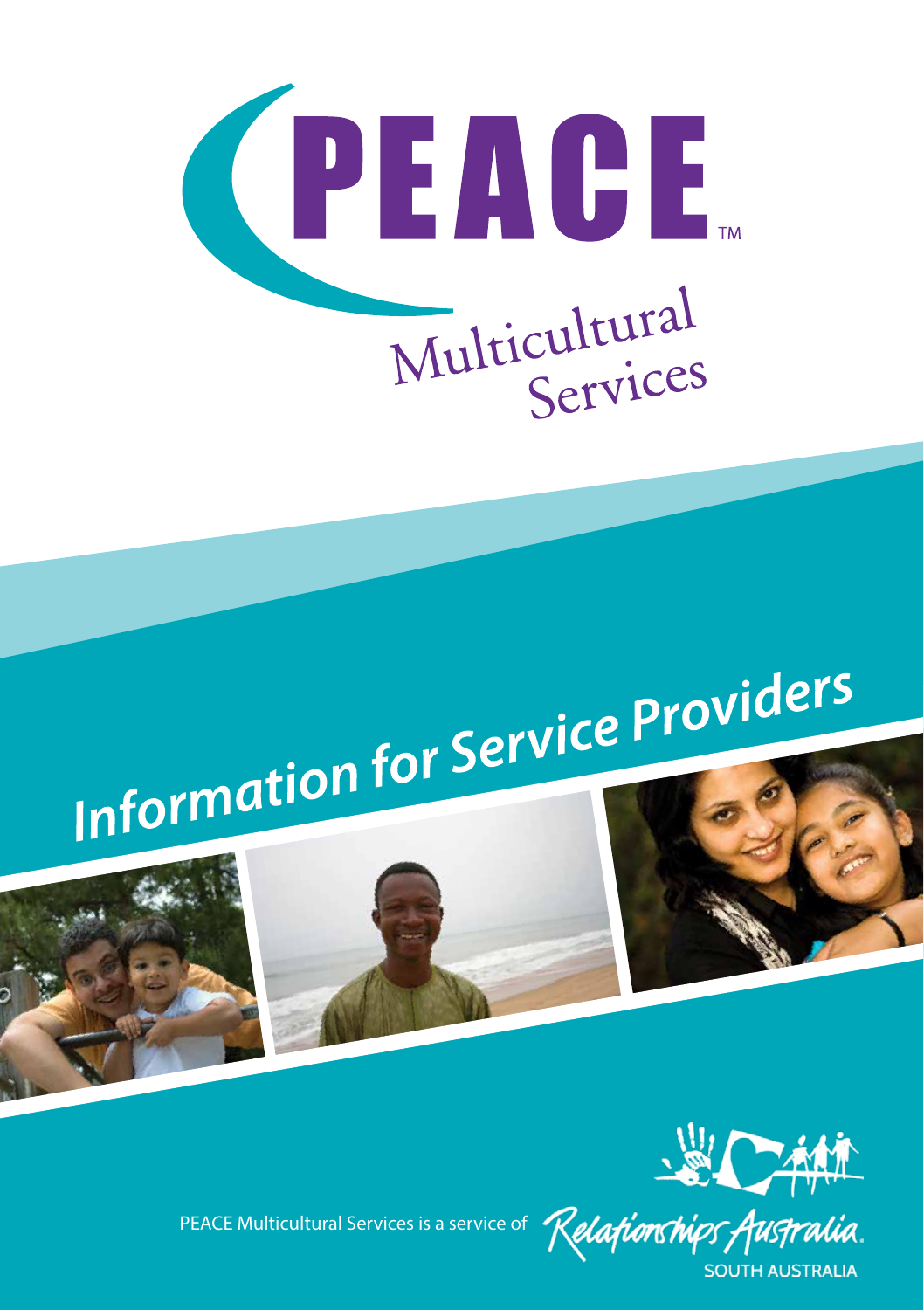# PEACE™

## Multicultural Services

# Information for Service Providers

PEACE Multicultural Services is a service of Relationships Australia. SOUTH AUSTRALIA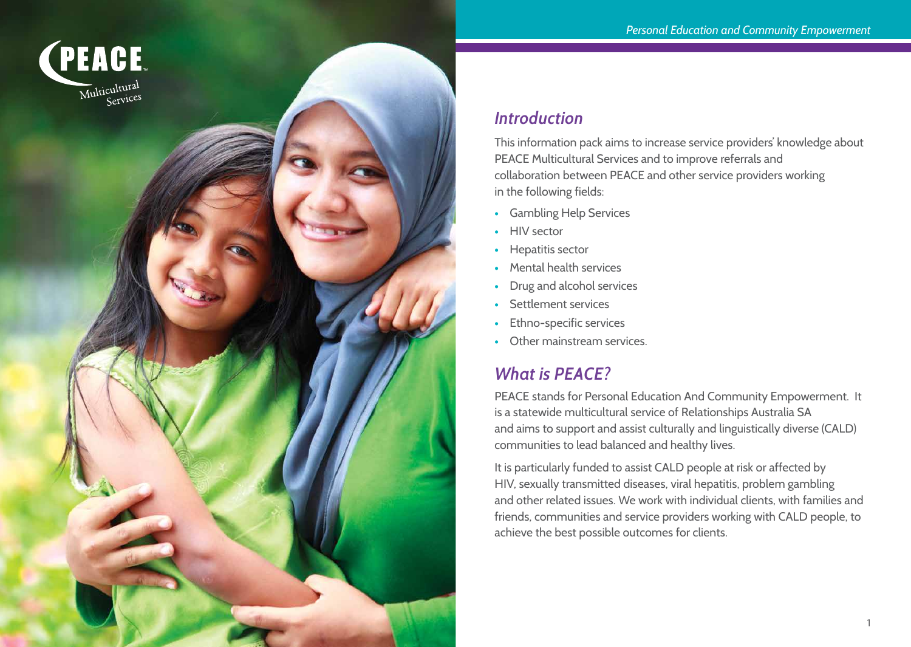## *Introduction*

This information pack aims to increase service providers' knowledge about PEACE Multicultural Services and to improve referrals and collaboration between PEACE and other service providers working in the following fields:

- Gambling Help Services
- HIV sector
- Hepatitis sector
- Mental health services
- Drug and alcohol services
- Settlement services
- Ethno-specific services
- Other mainstream services.

## *What is PEACE?*

PEACE stands for Personal Education And Community Empowerment. It is a statewide multicultural service of Relationships Australia SA and aims to support and assist culturally and linguistically diverse (CALD) communities to lead balanced and healthy lives.

It is particularly funded to assist CALD people at risk or affected by HIV, sexually transmitted diseases, viral hepatitis, problem gambling and other related issues. We work with individual clients, with families and friends, communities and service providers working with CALD people, to achieve the best possible outcomes for clients.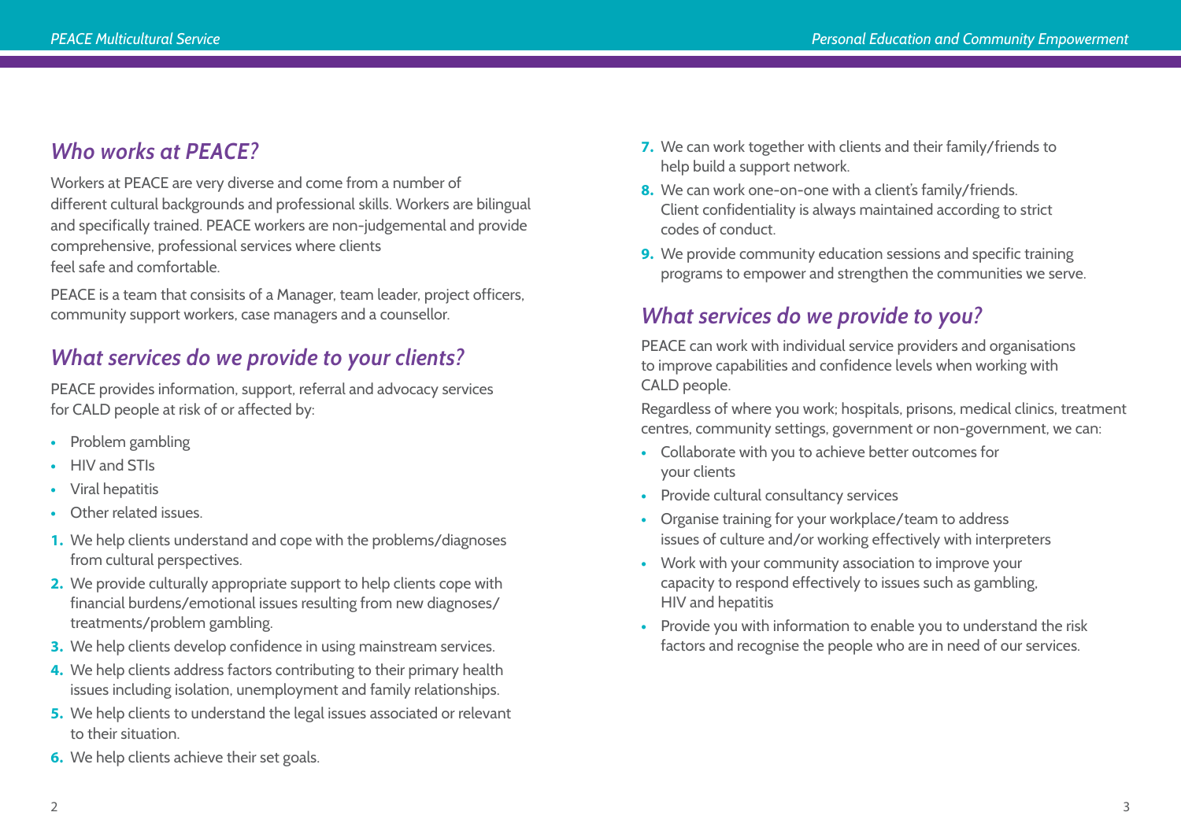## *Who works at PEACE?*

Workers at PEACE are very diverse and come from a number of different cultural backgrounds and professional skills. Workers are bilingual and specifically trained. PEACE workers are non-judgemental and provide comprehensive, professional services where clients feel safe and comfortable.

PEACE is a team that consisits of a Manager, team leader, project officers, community support workers, case managers and a counsellor.

## *What services do we provide to your clients?*

PEACE provides information, support, referral and advocacy services for CALD people at risk of or affected by:

- Problem gambling
- HIV and STIs
- Viral hepatitis
- Other related issues.

1. We help clients understand and cope with the problems/diagnoses from cultural perspectives.
2. We provide culturally appropriate support to help clients cope with financial burdens/emotional issues resulting from new diagnoses/ treatments/problem gambling.
3. We help clients develop confidence in using mainstream services.
4. We help clients address factors contributing to their primary health issues including isolation, unemployment and family relationships.
5. We help clients to understand the legal issues associated or relevant to their situation.
6. We help clients achieve their set goals.
7. We can work together with clients and their family/friends to help build a support network.
8. We can work one-on-one with a client's family/friends. Client confidentiality is always maintained according to strict codes of conduct.
9. We provide community education sessions and specific training programs to empower and strengthen the communities we serve.

## *What services do we provide to you?*

PEACE can work with individual service providers and organisations to improve capabilities and confidence levels when working with CALD people.

Regardless of where you work; hospitals, prisons, medical clinics, treatment centres, community settings, government or non-government, we can:

- Collaborate with you to achieve better outcomes for your clients
- Provide cultural consultancy services
- Organise training for your workplace/team to address issues of culture and/or working effectively with interpreters
- Work with your community association to improve your capacity to respond effectively to issues such as gambling, HIV and hepatitis
- Provide you with information to enable you to understand the risk factors and recognise the people who are in need of our services.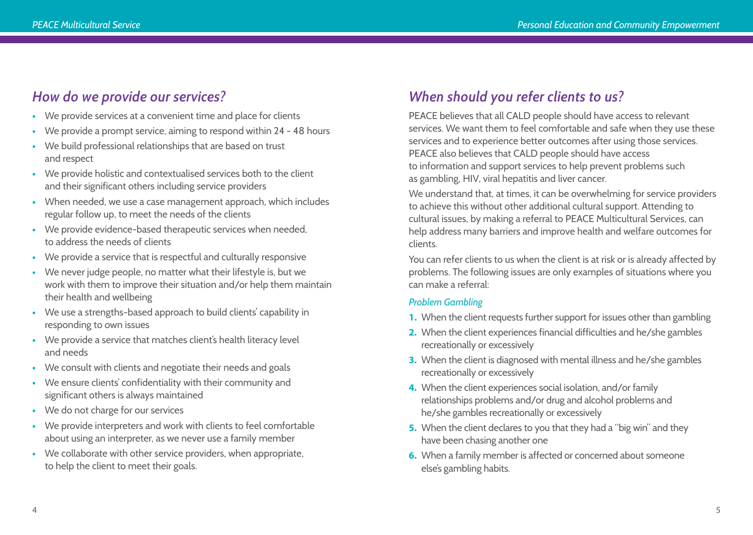## How do we provide our services?

- We provide services at a convenient time and place for clients
- We provide a prompt service, aiming to respond within 24 - 48 hours
- We build professional relationships that are based on trust and respect
- We provide holistic and contextualised services both to the client and their significant others including service providers
- When needed, we use a case management approach, which includes regular follow up, to meet the needs of the clients
- We provide evidence-based therapeutic services when needed, to address the needs of clients
- We provide a service that is respectful and culturally responsive
- We never judge people, no matter what their lifestyle is, but we work with them to improve their situation and/or help them maintain their health and wellbeing
- We use a strengths-based approach to build clients' capability in responding to own issues
- We provide a service that matches client's health literacy level and needs
- We consult with clients and negotiate their needs and goals
- We ensure clients' confidentiality with their community and significant others is always maintained
- We do not charge for our services
- We provide interpreters and work with clients to feel comfortable about using an interpreter, as we never use a family member
- We collaborate with other service providers, when appropriate, to help the client to meet their goals.

## When should you refer clients to us?

PEACE believes that all CALD people should have access to relevant services. We want them to feel comfortable and safe when they use these services and to experience better outcomes after using those services. PEACE also believes that CALD people should have access to information and support services to help prevent problems such as gambling, HIV, viral hepatitis and liver cancer.

We understand that, at times, it can be overwhelming for service providers to achieve this without other additional cultural support. Attending to cultural issues, by making a referral to PEACE Multicultural Services, can help address many barriers and improve health and welfare outcomes for clients.

You can refer clients to us when the client is at risk or is already affected by problems. The following issues are only examples of situations where you can make a referral:

### *Problem Gambling*

1. When the client requests further support for issues other than gambling
2. When the client experiences financial difficulties and he/she gambles recreationally or excessively
3. When the client is diagnosed with mental illness and he/she gambles recreationally or excessively
4. When the client experiences social isolation, and/or family relationships problems and/or drug and alcohol problems and he/she gambles recreationally or excessively
5. When the client declares to you that they had a "big win" and they have been chasing another one
6. When a family member is affected or concerned about someone else's gambling habits.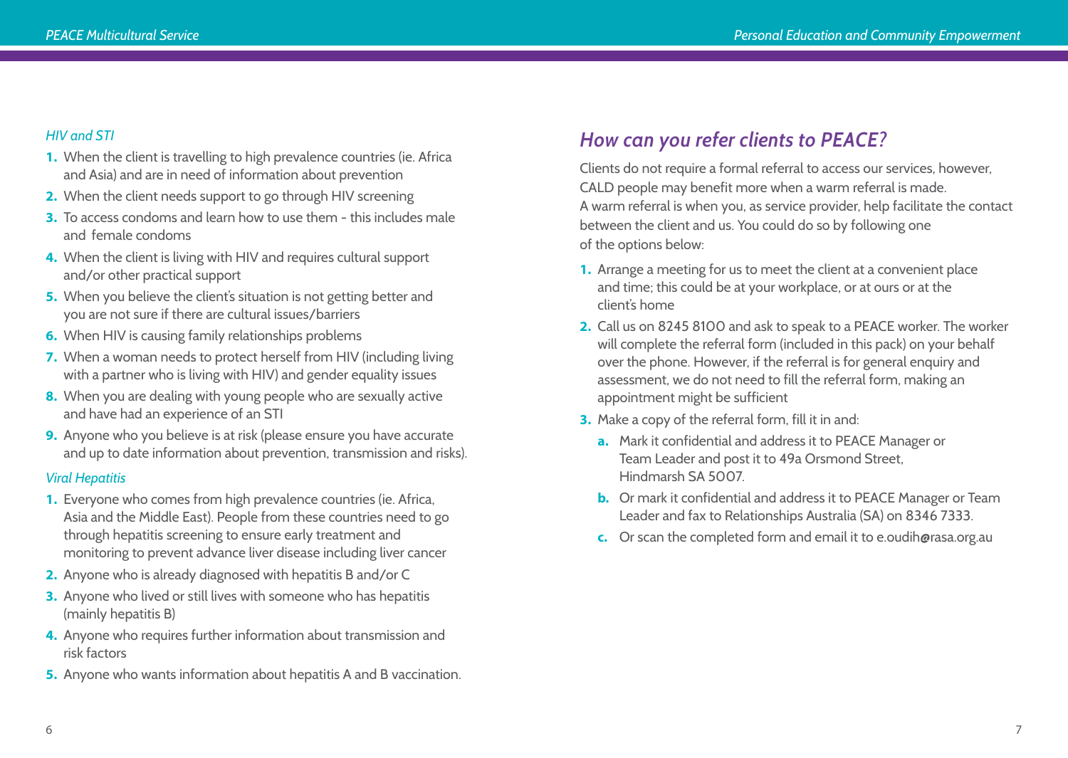*HIV and STI*

1. When the client is travelling to high prevalence countries (ie. Africa and Asia) and are in need of information about prevention
2. When the client needs support to go through HIV screening
3. To access condoms and learn how to use them - this includes male and female condoms
4. When the client is living with HIV and requires cultural support and/or other practical support
5. When you believe the client's situation is not getting better and you are not sure if there are cultural issues/barriers
6. When HIV is causing family relationships problems
7. When a woman needs to protect herself from HIV (including living with a partner who is living with HIV) and gender equality issues
8. When you are dealing with young people who are sexually active and have had an experience of an STI
9. Anyone who you believe is at risk (please ensure you have accurate and up to date information about prevention, transmission and risks).

*Viral Hepatitis*

1. Everyone who comes from high prevalence countries (ie. Africa, Asia and the Middle East). People from these countries need to go through hepatitis screening to ensure early treatment and monitoring to prevent advance liver disease including liver cancer
2. Anyone who is already diagnosed with hepatitis B and/or C
3. Anyone who lived or still lives with someone who has hepatitis (mainly hepatitis B)
4. Anyone who requires further information about transmission and risk factors
5. Anyone who wants information about hepatitis A and B vaccination.

## *How can you refer clients to PEACE?*

Clients do not require a formal referral to access our services, however, CALD people may benefit more when a warm referral is made. A warm referral is when you, as service provider, help facilitate the contact between the client and us. You could do so by following one of the options below:

1. Arrange a meeting for us to meet the client at a convenient place and time; this could be at your workplace, or at ours or at the client's home
2. Call us on 8245 8100 and ask to speak to a PEACE worker. The worker will complete the referral form (included in this pack) on your behalf over the phone. However, if the referral is for general enquiry and assessment, we do not need to fill the referral form, making an appointment might be sufficient
3. Make a copy of the referral form, fill it in and:
   a. Mark it confidential and address it to PEACE Manager or Team Leader and post it to 49a Orsmond Street, Hindmarsh SA 5007.
   b. Or mark it confidential and address it to PEACE Manager or Team Leader and fax to Relationships Australia (SA) on 8346 7333.
   c. Or scan the completed form and email it to e.oudih@rasa.org.au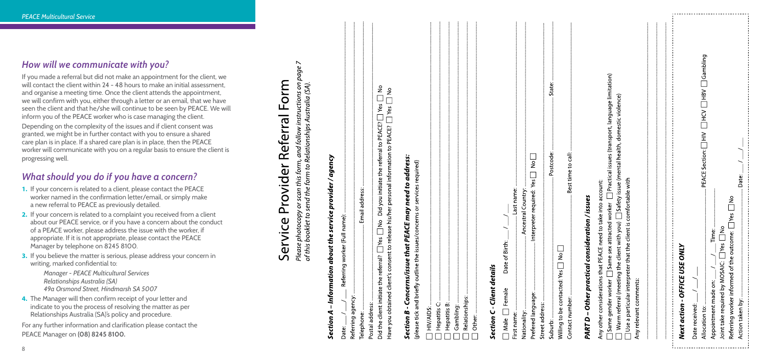## How will we communicate with you?

If you made a referral but did not make an appointment for the client, we will contact the client within 24 - 48 hours to make an initial assessment, and organise a meeting time. Once the client attends the appointment, we will confirm with you, either through a letter or an email, that we have seen the client and that he/she will continue to be seen by PEACE. We will inform you of the PEACE worker who is case managing the client.

Depending on the complexity of the issues and if client consent was granted, we might be in further contact with you to ensure a shared care plan is in place. If a shared care plan is in place, then the PEACE worker will communicate with you on a regular basis to ensure the client is progressing well.

## What should you do if you have a concern?

1. If your concern is related to a client, please contact the PEACE worker named in the confirmation letter/email, or simply make a new referral to PEACE as previously detailed.
2. If your concern is related to a complaint you received from a client about our PEACE service, or if you have a concern about the conduct of a PEACE worker, please address the issue with the worker, if appropriate. If it is not appropriate, please contact the PEACE Manager by telephone on 8245 8100.
3. If you believe the matter is serious, please address your concern in writing, marked confidential to:

   *Manager - PEACE Multicultural Services*
   *Relationships Australia (SA)*
   *49a Orsmond Street, Hindmarsh SA 5007*

4. The Manager will then confirm receipt of your letter and indicate to you the process of resolving the matter as per Relationships Australia (SA)'s policy and procedure.

For any further information and clarification please contact the PEACE Manager on **(08) 8245 8100.**

# Service Provider Referral Form

*Please photocopy or scan this form, and follow instructions on page 7 of this booklet to send the form to Relationships Australia (SA).*

### Section A – Information about the service provider / agency

Date: \_\_\_ / \_\_\_ / \_\_\_ Referring worker (Full name): ..........

Referring agency: ..........

Telephone: .......... Email address: ..........

Postal address: ..........

Did the client initiate the referral? ☐ Yes ☐ No Did you initiate the referral to PEACE? ☐ Yes ☐ No

Have you obtained client's consent to release his/her personal information to PEACE? ☐ Yes ☐ No

### Section B - Concerns/issue that PEACE may need to address:

(please tick and briefly outline the issues/concerns or services required)

☐ HIV/AIDS: ..........
☐ Hepatitis C: ..........
☐ Hepatitis B: ..........
☐ Gambling: ..........
☐ Relationships: ..........
☐ Other: ..........

### Section C - Client details

☐ Male ☐ Female Date of Birth: \_\_\_ / \_\_\_ / \_\_\_

First name: .......... Last name: ..........

Nationality: .......... Ancestral Country: ..........

Prefered language: .......... Interpreter required: Yes ☐ No ☐

Street address: ..........

Suburb: .......... Postcode: .......... State: ..........

Willing to be contacted: Yes ☐ No ☐

Contact number: .......... Best time to call: ..........

### PART D – Other practical consideration / issues

Any other considerations that PEACE need to take into account:

☐ Same gender worker ☐ Same sex attracted worker ☐ Practical issues (transport, language limitation)
☐ Warm referral (meeting the client with you) ☐ Safety issue (mental health, domestic violence)
☐ Use a particular interpreter that the client is comfortable with

Any relevant comments: ..........

### Next action - OFFICE USE ONLY

Date received: \_\_\_ / \_\_\_ / \_\_\_

Allocation to: .......... PEACE Section: ☐ HIV ☐ HCV ☐ HBV ☐ Gambling

Appointment made on: \_\_\_ / \_\_\_ / \_\_\_ Time: ..........

Joint take required by MOSAIC: ☐ Yes ☐ No

Referring worker informed of the outcome: ☐ Yes ☐ No

Action taken by: .......... Date: \_\_\_ / \_\_\_ / \_\_\_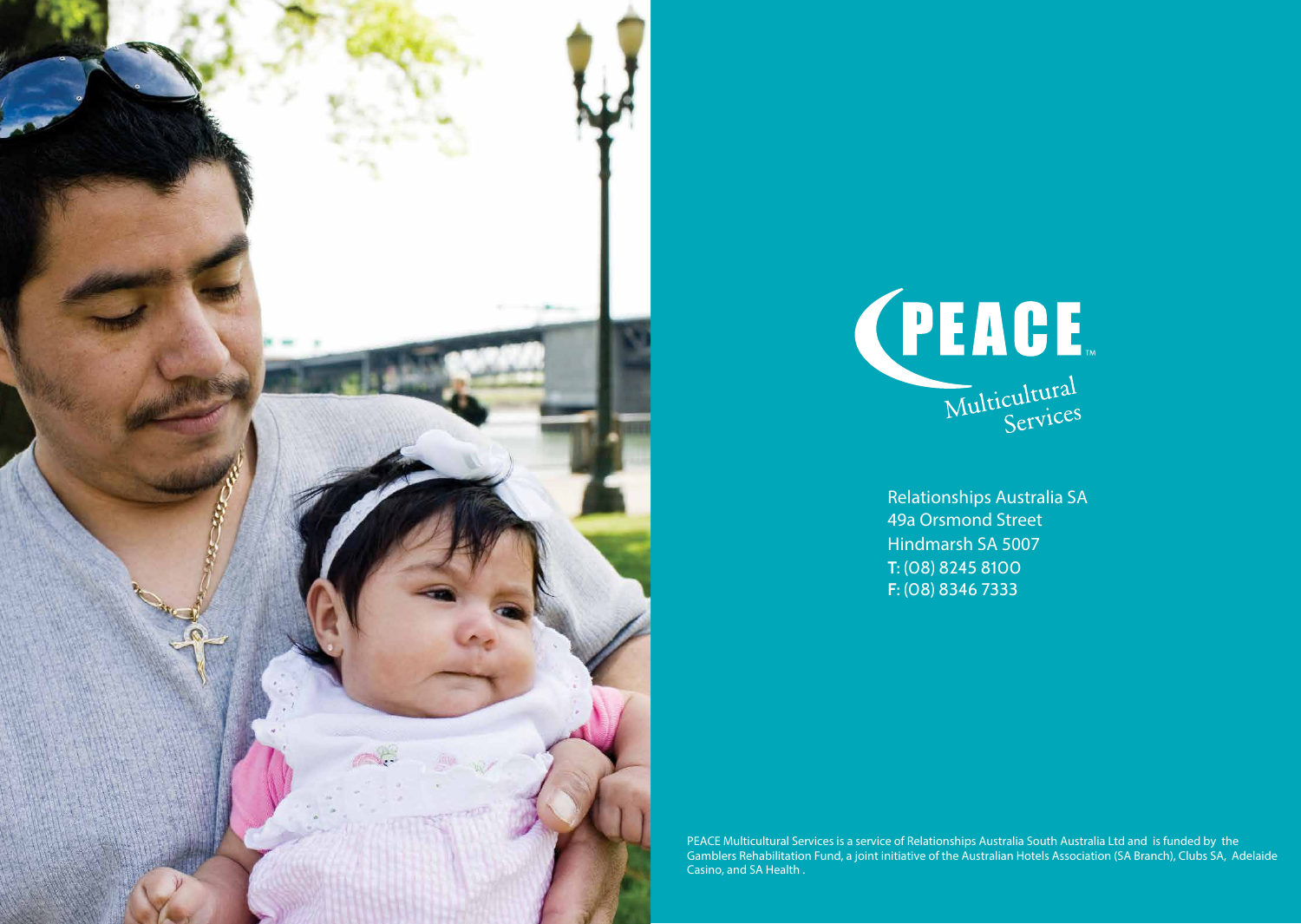PEACE™

Multicultural Services

Relationships Australia SA
49a Orsmond Street
Hindmarsh SA 5007
**T:** (08) 8245 8100
**F:** (08) 8346 7333

PEACE Multicultural Services is a service of Relationships Australia South Australia Ltd and is funded by the Gamblers Rehabilitation Fund, a joint initiative of the Australian Hotels Association (SA Branch), Clubs SA, Adelaide Casino, and SA Health .